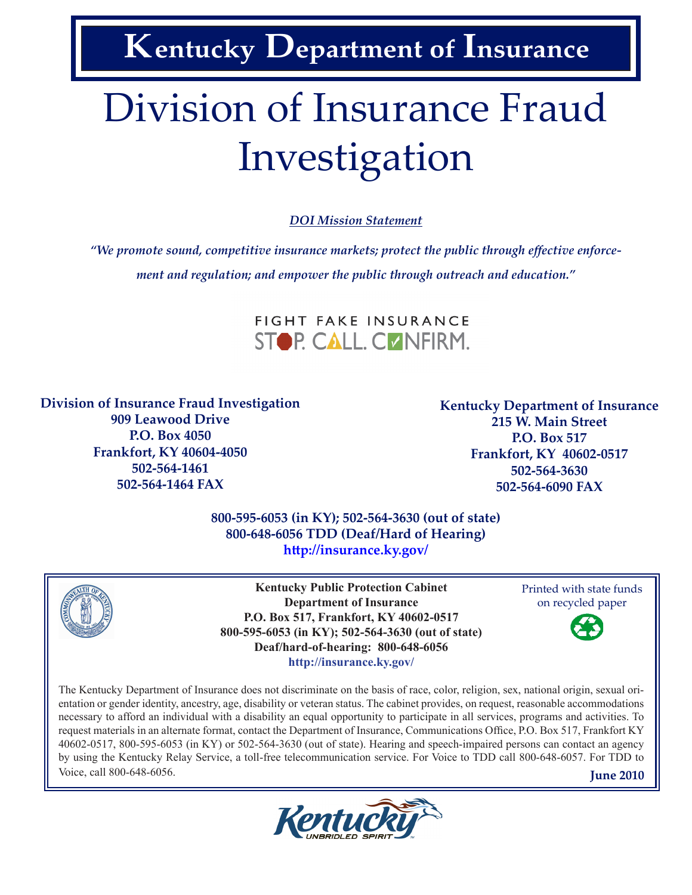# Kentucky Department of Insurance

# Division of Insurance Fraud Investigation

***DOI Mission Statement***

*"We promote sound, competitive insurance markets; protect the public through effective enforcement and regulation; and empower the public through outreach and education."*

FIGHT FAKE INSURANCE
STOP. CALL. CONFIRM.

**Division of Insurance Fraud Investigation**
**909 Leawood Drive**
**P.O. Box 4050**
**Frankfort, KY 40604-4050**
**502-564-1461**
**502-564-1464 FAX**

**Kentucky Department of Insurance**
**215 W. Main Street**
**P.O. Box 517**
**Frankfort, KY 40602-0517**
**502-564-3630**
**502-564-6090 FAX**

**800-595-6053 (in KY); 502-564-3630 (out of state)**
**800-648-6056 TDD (Deaf/Hard of Hearing)**
**http://insurance.ky.gov/**

**Kentucky Public Protection Cabinet**
**Department of Insurance**
**P.O. Box 517, Frankfort, KY 40602-0517**
**800-595-6053 (in KY); 502-564-3630 (out of state)**
**Deaf/hard-of-hearing: 800-648-6056**
**http://insurance.ky.gov/**

Printed with state funds on recycled paper

The Kentucky Department of Insurance does not discriminate on the basis of race, color, religion, sex, national origin, sexual orientation or gender identity, ancestry, age, disability or veteran status. The cabinet provides, on request, reasonable accommodations necessary to afford an individual with a disability an equal opportunity to participate in all services, programs and activities. To request materials in an alternate format, contact the Department of Insurance, Communications Office, P.O. Box 517, Frankfort KY 40602-0517, 800-595-6053 (in KY) or 502-564-3630 (out of state). Hearing and speech-impaired persons can contact an agency by using the Kentucky Relay Service, a toll-free telecommunication service. For Voice to TDD call 800-648-6057. For TDD to Voice, call 800-648-6056.

**June 2010**

Kentucky
UNBRIDLED SPIRIT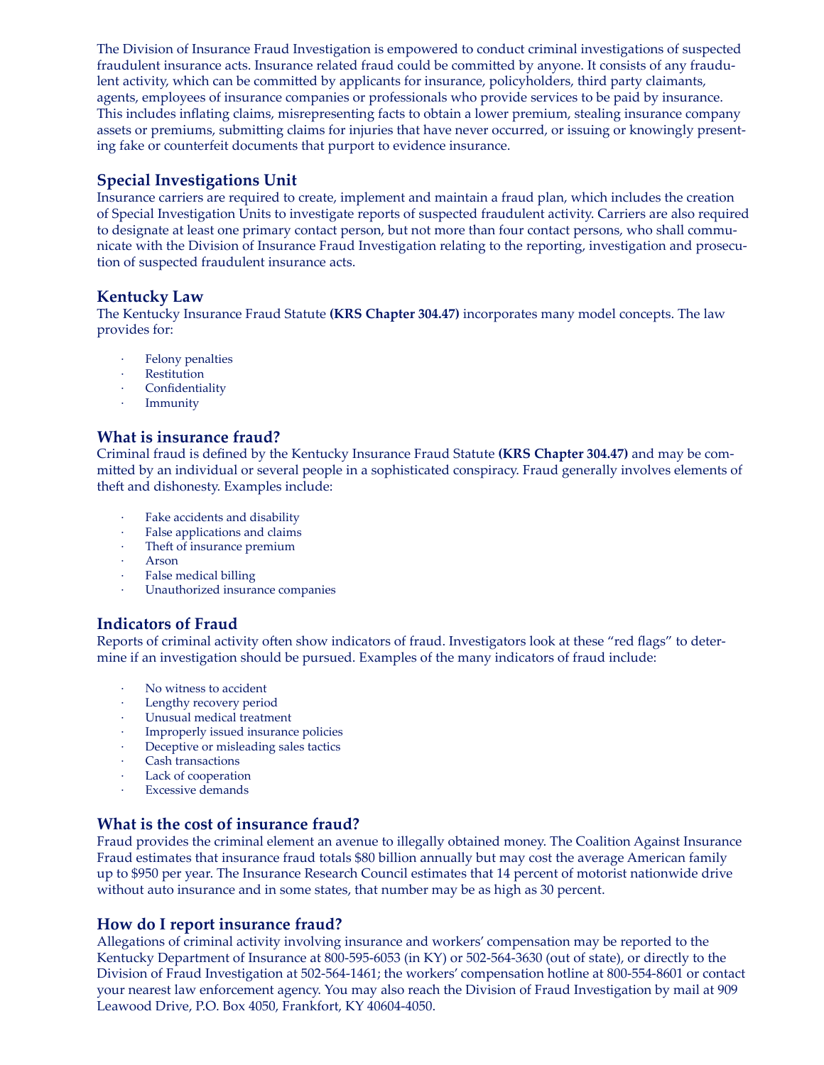The Division of Insurance Fraud Investigation is empowered to conduct criminal investigations of suspected fraudulent insurance acts. Insurance related fraud could be committed by anyone. It consists of any fraudulent activity, which can be committed by applicants for insurance, policyholders, third party claimants, agents, employees of insurance companies or professionals who provide services to be paid by insurance. This includes inflating claims, misrepresenting facts to obtain a lower premium, stealing insurance company assets or premiums, submitting claims for injuries that have never occurred, or issuing or knowingly presenting fake or counterfeit documents that purport to evidence insurance.

## Special Investigations Unit

Insurance carriers are required to create, implement and maintain a fraud plan, which includes the creation of Special Investigation Units to investigate reports of suspected fraudulent activity. Carriers are also required to designate at least one primary contact person, but not more than four contact persons, who shall communicate with the Division of Insurance Fraud Investigation relating to the reporting, investigation and prosecution of suspected fraudulent insurance acts.

## Kentucky Law

The Kentucky Insurance Fraud Statute **(KRS Chapter 304.47)** incorporates many model concepts. The law provides for:

- Felony penalties
- Restitution
- Confidentiality
- Immunity

## What is insurance fraud?

Criminal fraud is defined by the Kentucky Insurance Fraud Statute **(KRS Chapter 304.47)** and may be committed by an individual or several people in a sophisticated conspiracy. Fraud generally involves elements of theft and dishonesty. Examples include:

- Fake accidents and disability
- False applications and claims
- Theft of insurance premium
- Arson
- False medical billing
- Unauthorized insurance companies

## Indicators of Fraud

Reports of criminal activity often show indicators of fraud. Investigators look at these "red flags" to determine if an investigation should be pursued. Examples of the many indicators of fraud include:

- No witness to accident
- Lengthy recovery period
- Unusual medical treatment
- Improperly issued insurance policies
- Deceptive or misleading sales tactics
- Cash transactions
- Lack of cooperation
- Excessive demands

## What is the cost of insurance fraud?

Fraud provides the criminal element an avenue to illegally obtained money. The Coalition Against Insurance Fraud estimates that insurance fraud totals $80 billion annually but may cost the average American family up to $950 per year. The Insurance Research Council estimates that 14 percent of motorist nationwide drive without auto insurance and in some states, that number may be as high as 30 percent.

## How do I report insurance fraud?

Allegations of criminal activity involving insurance and workers' compensation may be reported to the Kentucky Department of Insurance at 800-595-6053 (in KY) or 502-564-3630 (out of state), or directly to the Division of Fraud Investigation at 502-564-1461; the workers' compensation hotline at 800-554-8601 or contact your nearest law enforcement agency. You may also reach the Division of Fraud Investigation by mail at 909 Leawood Drive, P.O. Box 4050, Frankfort, KY 40604-4050.